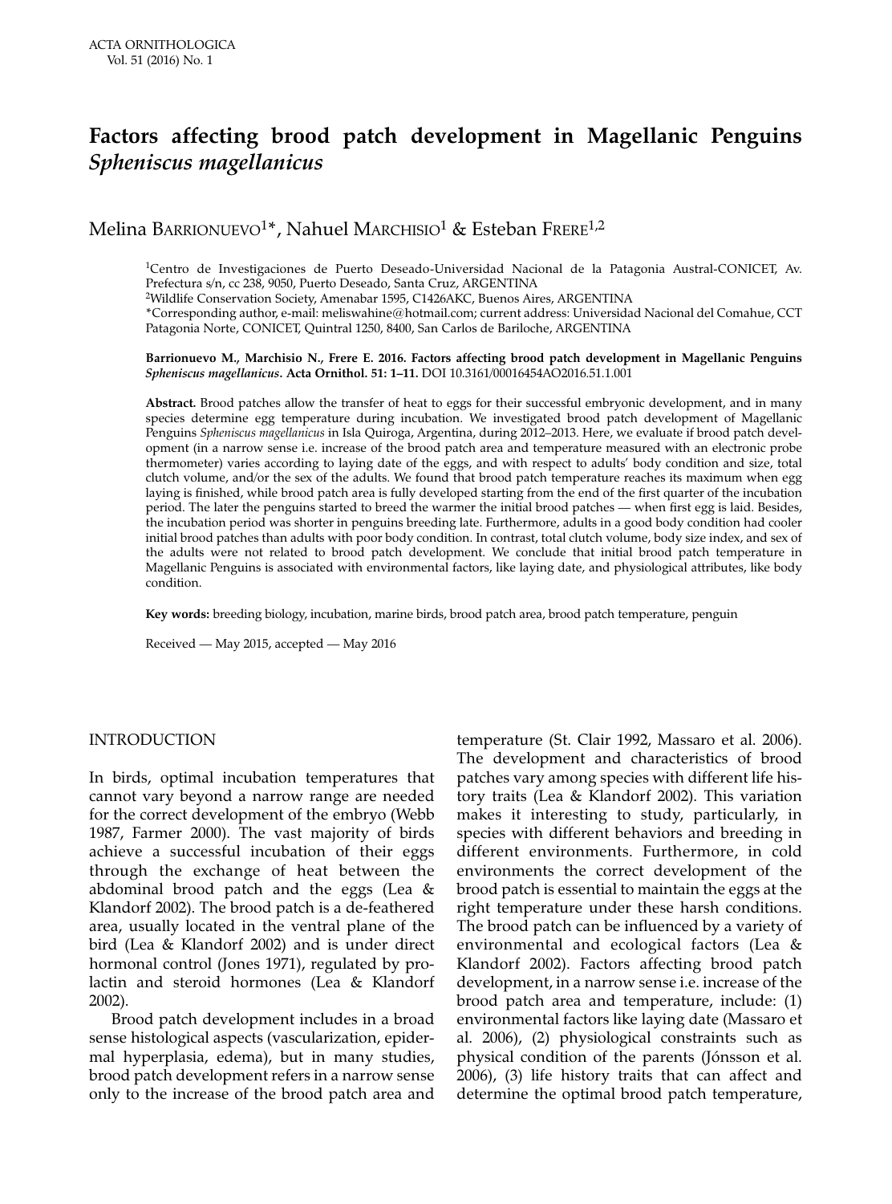# Factors affecting brood patch development in Magellanic Penguins *Spheniscus magellanicus*

Melina Barrionuevo[1]*, Nahuel Marchisio[1] & Esteban Frere[1,2]

[1]Centro de Investigaciones de Puerto Deseado-Universidad Nacional de la Patagonia Austral-CONICET, Av. Prefectura s/n, cc 238, 9050, Puerto Deseado, Santa Cruz, ARGENTINA

[2]Wildlife Conservation Society, Amenabar 1595, C1426AKC, Buenos Aires, ARGENTINA

*Corresponding author, e-mail: meliswahine@hotmail.com; current address: Universidad Nacional del Comahue, CCT Patagonia Norte, CONICET, Quintral 1250, 8400, San Carlos de Bariloche, ARGENTINA

**Barrionuevo M., Marchisio N., Frere E. 2016. Factors affecting brood patch development in Magellanic Penguins *Spheniscus magellanicus*. Acta Ornithol. 51: 1–11.** DOI 10.3161/00016454AO2016.51.1.001

**Abstract.** Brood patches allow the transfer of heat to eggs for their successful embryonic development, and in many species determine egg temperature during incubation. We investigated brood patch development of Magellanic Penguins *Spheniscus magellanicus* in Isla Quiroga, Argentina, during 2012–2013. Here, we evaluate if brood patch development (in a narrow sense i.e. increase of the brood patch area and temperature measured with an electronic probe thermometer) varies according to laying date of the eggs, and with respect to adults' body condition and size, total clutch volume, and/or the sex of the adults. We found that brood patch temperature reaches its maximum when egg laying is finished, while brood patch area is fully developed starting from the end of the first quarter of the incubation period. The later the penguins started to breed the warmer the initial brood patches — when first egg is laid. Besides, the incubation period was shorter in penguins breeding late. Furthermore, adults in a good body condition had cooler initial brood patches than adults with poor body condition. In contrast, total clutch volume, body size index, and sex of the adults were not related to brood patch development. We conclude that initial brood patch temperature in Magellanic Penguins is associated with environmental factors, like laying date, and physiological attributes, like body condition.

**Key words:** breeding biology, incubation, marine birds, brood patch area, brood patch temperature, penguin

Received — May 2015, accepted — May 2016

## INTRODUCTION

In birds, optimal incubation temperatures that cannot vary beyond a narrow range are needed for the correct development of the embryo (Webb 1987, Farmer 2000). The vast majority of birds achieve a successful incubation of their eggs through the exchange of heat between the abdominal brood patch and the eggs (Lea & Klandorf 2002). The brood patch is a de-feathered area, usually located in the ventral plane of the bird (Lea & Klandorf 2002) and is under direct hormonal control (Jones 1971), regulated by prolactin and steroid hormones (Lea & Klandorf 2002).

Brood patch development includes in a broad sense histological aspects (vascularization, epidermal hyperplasia, edema), but in many studies, brood patch development refers in a narrow sense only to the increase of the brood patch area and temperature (St. Clair 1992, Massaro et al. 2006). The development and characteristics of brood patches vary among species with different life history traits (Lea & Klandorf 2002). This variation makes it interesting to study, particularly, in species with different behaviors and breeding in different environments. Furthermore, in cold environments the correct development of the brood patch is essential to maintain the eggs at the right temperature under these harsh conditions. The brood patch can be influenced by a variety of environmental and ecological factors (Lea & Klandorf 2002). Factors affecting brood patch development, in a narrow sense i.e. increase of the brood patch area and temperature, include: (1) environmental factors like laying date (Massaro et al. 2006), (2) physiological constraints such as physical condition of the parents (Jónsson et al. 2006), (3) life history traits that can affect and determine the optimal brood patch temperature,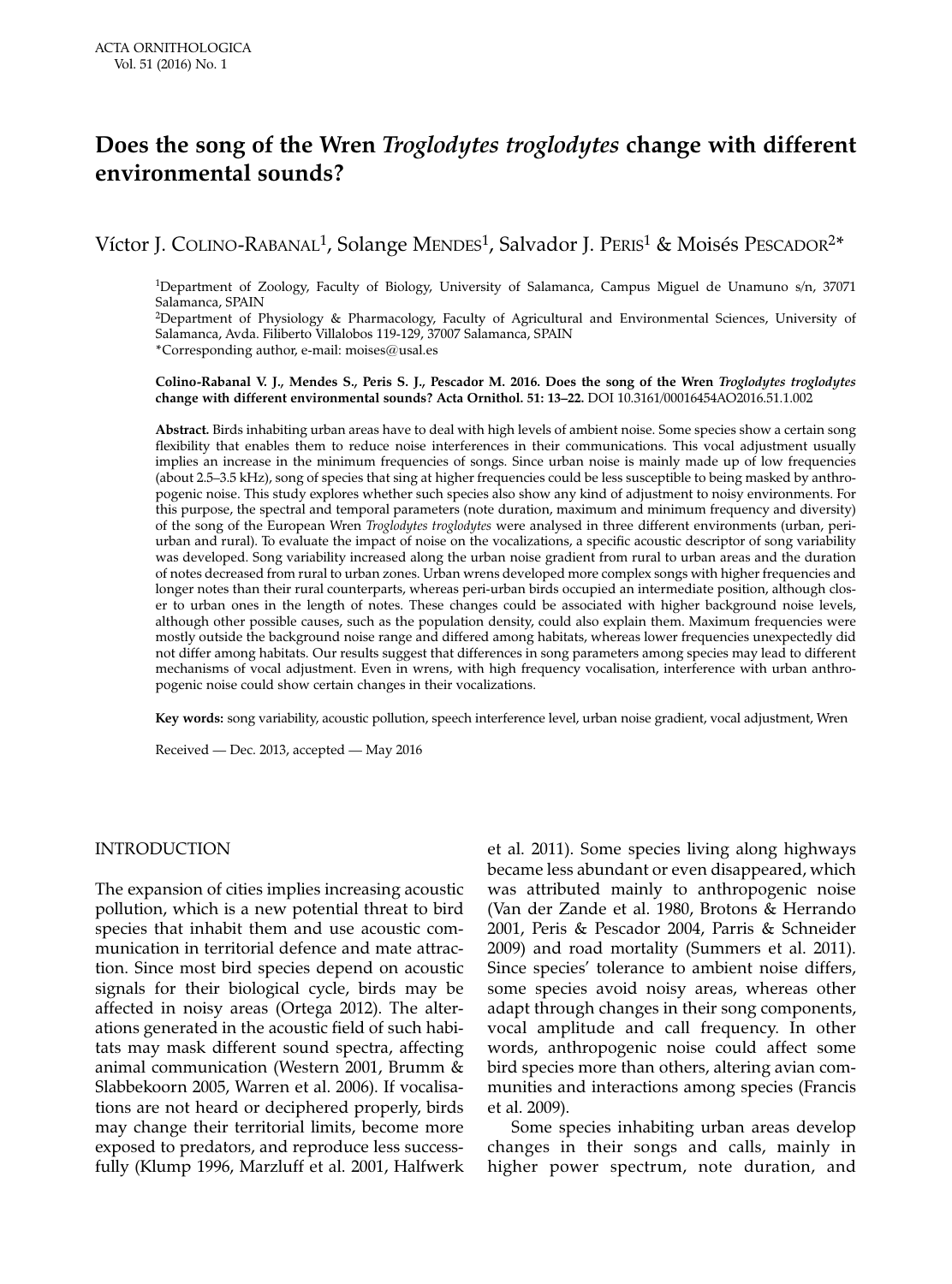# Does the song of the Wren *Troglodytes troglodytes* change with different environmental sounds?

Víctor J. Colino-Rabanal[1], Solange Mendes[1], Salvador J. Peris[1] & Moisés Pescador[2]*

[1]Department of Zoology, Faculty of Biology, University of Salamanca, Campus Miguel de Unamuno s/n, 37071 Salamanca, SPAIN

[2]Department of Physiology & Pharmacology, Faculty of Agricultural and Environmental Sciences, University of Salamanca, Avda. Filiberto Villalobos 119-129, 37007 Salamanca, SPAIN

*Corresponding author, e-mail: moises@usal.es

**Colino-Rabanal V. J., Mendes S., Peris S. J., Pescador M. 2016. Does the song of the Wren *Troglodytes troglodytes* change with different environmental sounds? Acta Ornithol. 51: 13–22.** DOI 10.3161/00016454AO2016.51.1.002

**Abstract.** Birds inhabiting urban areas have to deal with high levels of ambient noise. Some species show a certain song flexibility that enables them to reduce noise interferences in their communications. This vocal adjustment usually implies an increase in the minimum frequencies of songs. Since urban noise is mainly made up of low frequencies (about 2.5–3.5 kHz), song of species that sing at higher frequencies could be less susceptible to being masked by anthropogenic noise. This study explores whether such species also show any kind of adjustment to noisy environments. For this purpose, the spectral and temporal parameters (note duration, maximum and minimum frequency and diversity) of the song of the European Wren *Troglodytes troglodytes* were analysed in three different environments (urban, peri-urban and rural). To evaluate the impact of noise on the vocalizations, a specific acoustic descriptor of song variability was developed. Song variability increased along the urban noise gradient from rural to urban areas and the duration of notes decreased from rural to urban zones. Urban wrens developed more complex songs with higher frequencies and longer notes than their rural counterparts, whereas peri-urban birds occupied an intermediate position, although closer to urban ones in the length of notes. These changes could be associated with higher background noise levels, although other possible causes, such as the population density, could also explain them. Maximum frequencies were mostly outside the background noise range and differed among habitats, whereas lower frequencies unexpectedly did not differ among habitats. Our results suggest that differences in song parameters among species may lead to different mechanisms of vocal adjustment. Even in wrens, with high frequency vocalisation, interference with urban anthropogenic noise could show certain changes in their vocalizations.

**Key words:** song variability, acoustic pollution, speech interference level, urban noise gradient, vocal adjustment, Wren

Received — Dec. 2013, accepted — May 2016

## INTRODUCTION

The expansion of cities implies increasing acoustic pollution, which is a new potential threat to bird species that inhabit them and use acoustic communication in territorial defence and mate attraction. Since most bird species depend on acoustic signals for their biological cycle, birds may be affected in noisy areas (Ortega 2012). The alterations generated in the acoustic field of such habitats may mask different sound spectra, affecting animal communication (Western 2001, Brumm & Slabbekoorn 2005, Warren et al. 2006). If vocalisations are not heard or deciphered properly, birds may change their territorial limits, become more exposed to predators, and reproduce less successfully (Klump 1996, Marzluff et al. 2001, Halfwerk et al. 2011). Some species living along highways became less abundant or even disappeared, which was attributed mainly to anthropogenic noise (Van der Zande et al. 1980, Brotons & Herrando 2001, Peris & Pescador 2004, Parris & Schneider 2009) and road mortality (Summers et al. 2011). Since species' tolerance to ambient noise differs, some species avoid noisy areas, whereas other adapt through changes in their song components, vocal amplitude and call frequency. In other words, anthropogenic noise could affect some bird species more than others, altering avian communities and interactions among species (Francis et al. 2009).

Some species inhabiting urban areas develop changes in their songs and calls, mainly in higher power spectrum, note duration, and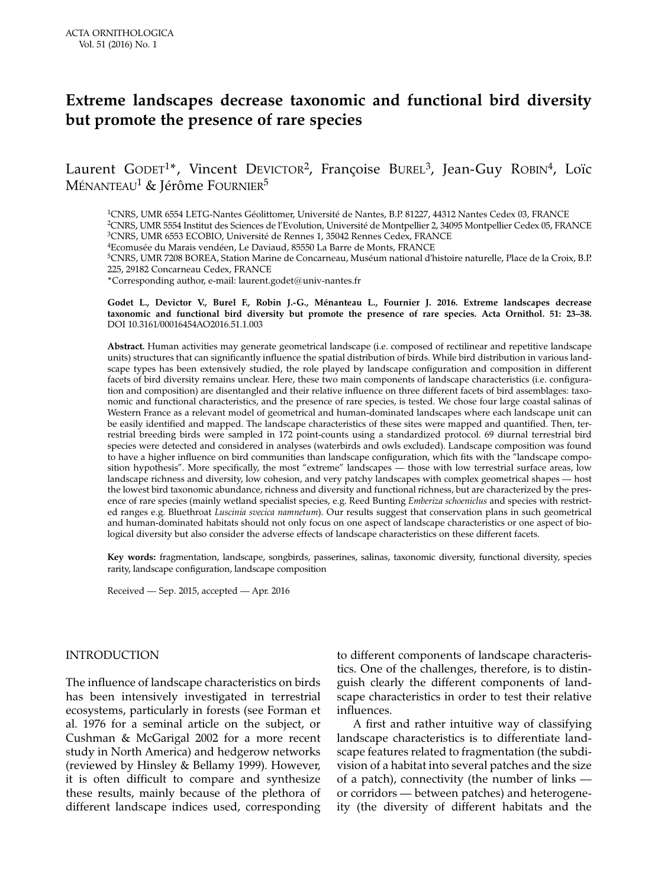# Extreme landscapes decrease taxonomic and functional bird diversity but promote the presence of rare species

Laurent GODET[1]*, Vincent DEVICTOR[2], Françoise BUREL[3], Jean-Guy ROBIN[4], Loïc MÉNANTEAU[1] & Jérôme FOURNIER[5]

[1]CNRS, UMR 6554 LETG-Nantes Géolittomer, Université de Nantes, B.P. 81227, 44312 Nantes Cedex 03, FRANCE
[2]CNRS, UMR 5554 Institut des Sciences de l'Evolution, Université de Montpellier 2, 34095 Montpellier Cedex 05, FRANCE
[3]CNRS, UMR 6553 ECOBIO, Université de Rennes 1, 35042 Rennes Cedex, FRANCE
[4]Ecomusée du Marais vendéen, Le Daviaud, 85550 La Barre de Monts, FRANCE
[5]CNRS, UMR 7208 BOREA, Station Marine de Concarneau, Muséum national d'histoire naturelle, Place de la Croix, B.P. 225, 29182 Concarneau Cedex, FRANCE
*Corresponding author, e-mail: laurent.godet@univ-nantes.fr

**Godet L., Devictor V., Burel F., Robin J.-G., Ménanteau L., Fournier J. 2016. Extreme landscapes decrease taxonomic and functional bird diversity but promote the presence of rare species. Acta Ornithol. 51: 23–38.** DOI 10.3161/00016454AO2016.51.1.003

**Abstract.** Human activities may generate geometrical landscape (i.e. composed of rectilinear and repetitive landscape units) structures that can significantly influence the spatial distribution of birds. While bird distribution in various landscape types has been extensively studied, the role played by landscape configuration and composition in different facets of bird diversity remains unclear. Here, these two main components of landscape characteristics (i.e. configuration and composition) are disentangled and their relative influence on three different facets of bird assemblages: taxonomic and functional characteristics, and the presence of rare species, is tested. We chose four large coastal salinas of Western France as a relevant model of geometrical and human-dominated landscapes where each landscape unit can be easily identified and mapped. The landscape characteristics of these sites were mapped and quantified. Then, terrestrial breeding birds were sampled in 172 point-counts using a standardized protocol. 69 diurnal terrestrial bird species were detected and considered in analyses (waterbirds and owls excluded). Landscape composition was found to have a higher influence on bird communities than landscape configuration, which fits with the "landscape composition hypothesis". More specifically, the most "extreme" landscapes — those with low terrestrial surface areas, low landscape richness and diversity, low cohesion, and very patchy landscapes with complex geometrical shapes — host the lowest bird taxonomic abundance, richness and diversity and functional richness, but are characterized by the presence of rare species (mainly wetland specialist species, e.g. Reed Bunting *Emberiza schoeniclus* and species with restricted ranges e.g. Bluethroat *Luscinia svecica namnetum*). Our results suggest that conservation plans in such geometrical and human-dominated habitats should not only focus on one aspect of landscape characteristics or one aspect of biological diversity but also consider the adverse effects of landscape characteristics on these different facets.

**Key words:** fragmentation, landscape, songbirds, passerines, salinas, taxonomic diversity, functional diversity, species rarity, landscape configuration, landscape composition

Received — Sep. 2015, accepted — Apr. 2016

## INTRODUCTION

The influence of landscape characteristics on birds has been intensively investigated in terrestrial ecosystems, particularly in forests (see Forman et al. 1976 for a seminal article on the subject, or Cushman & McGarigal 2002 for a more recent study in North America) and hedgerow networks (reviewed by Hinsley & Bellamy 1999). However, it is often difficult to compare and synthesize these results, mainly because of the plethora of different landscape indices used, corresponding to different components of landscape characteristics. One of the challenges, therefore, is to distinguish clearly the different components of landscape characteristics in order to test their relative influences.

A first and rather intuitive way of classifying landscape characteristics is to differentiate landscape features related to fragmentation (the subdivision of a habitat into several patches and the size of a patch), connectivity (the number of links — or corridors — between patches) and heterogeneity (the diversity of different habitats and the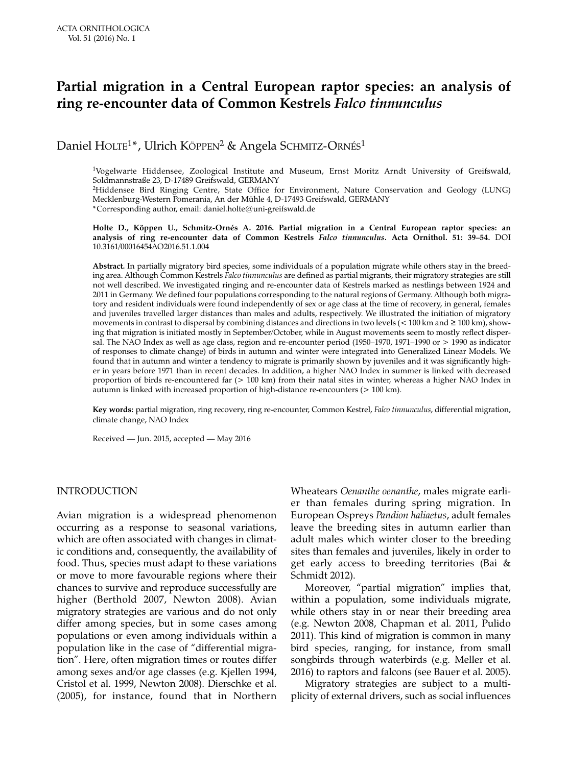# Partial migration in a Central European raptor species: an analysis of ring re-encounter data of Common Kestrels *Falco tinnunculus*

Daniel Holte[1]*, Ulrich Köppen[2] & Angela Schmitz-Ornés[1]

[1]Vogelwarte Hiddensee, Zoological Institute and Museum, Ernst Moritz Arndt University of Greifswald, Soldmannstraße 23, D-17489 Greifswald, GERMANY
[2]Hiddensee Bird Ringing Centre, State Office for Environment, Nature Conservation and Geology (LUNG) Mecklenburg-Western Pomerania, An der Mühle 4, D-17493 Greifswald, GERMANY
*Corresponding author, email: daniel.holte@uni-greifswald.de

**Holte D., Köppen U., Schmitz-Ornés A. 2016. Partial migration in a Central European raptor species: an analysis of ring re-encounter data of Common Kestrels *Falco tinnunculus*. Acta Ornithol. 51: 39–54.** DOI 10.3161/00016454AO2016.51.1.004

**Abstract.** In partially migratory bird species, some individuals of a population migrate while others stay in the breeding area. Although Common Kestrels *Falco tinnunculus* are defined as partial migrants, their migratory strategies are still not well described. We investigated ringing and re-encounter data of Kestrels marked as nestlings between 1924 and 2011 in Germany. We defined four populations corresponding to the natural regions of Germany. Although both migratory and resident individuals were found independently of sex or age class at the time of recovery, in general, females and juveniles travelled larger distances than males and adults, respectively. We illustrated the initiation of migratory movements in contrast to dispersal by combining distances and directions in two levels (< 100 km and ≥ 100 km), showing that migration is initiated mostly in September/October, while in August movements seem to mostly reflect dispersal. The NAO Index as well as age class, region and re-encounter period (1950–1970, 1971–1990 or > 1990 as indicator of responses to climate change) of birds in autumn and winter were integrated into Generalized Linear Models. We found that in autumn and winter a tendency to migrate is primarily shown by juveniles and it was significantly higher in years before 1971 than in recent decades. In addition, a higher NAO Index in summer is linked with decreased proportion of birds re-encountered far (> 100 km) from their natal sites in winter, whereas a higher NAO Index in autumn is linked with increased proportion of high-distance re-encounters (> 100 km).

**Key words:** partial migration, ring recovery, ring re-encounter, Common Kestrel, *Falco tinnunculus*, differential migration, climate change, NAO Index

Received — Jun. 2015, accepted — May 2016

## INTRODUCTION

Avian migration is a widespread phenomenon occurring as a response to seasonal variations, which are often associated with changes in climatic conditions and, consequently, the availability of food. Thus, species must adapt to these variations or move to more favourable regions where their chances to survive and reproduce successfully are higher (Berthold 2007, Newton 2008). Avian migratory strategies are various and do not only differ among species, but in some cases among populations or even among individuals within a population like in the case of "differential migration". Here, often migration times or routes differ among sexes and/or age classes (e.g. Kjellen 1994, Cristol et al. 1999, Newton 2008). Dierschke et al. (2005), for instance, found that in Northern Wheatears *Oenanthe oenanthe*, males migrate earlier than females during spring migration. In European Ospreys *Pandion haliaetus*, adult females leave the breeding sites in autumn earlier than adult males which winter closer to the breeding sites than females and juveniles, likely in order to get early access to breeding territories (Bai & Schmidt 2012).

Moreover, "partial migration" implies that, within a population, some individuals migrate, while others stay in or near their breeding area (e.g. Newton 2008, Chapman et al. 2011, Pulido 2011). This kind of migration is common in many bird species, ranging, for instance, from small songbirds through waterbirds (e.g. Meller et al. 2016) to raptors and falcons (see Bauer et al. 2005).

Migratory strategies are subject to a multiplicity of external drivers, such as social influences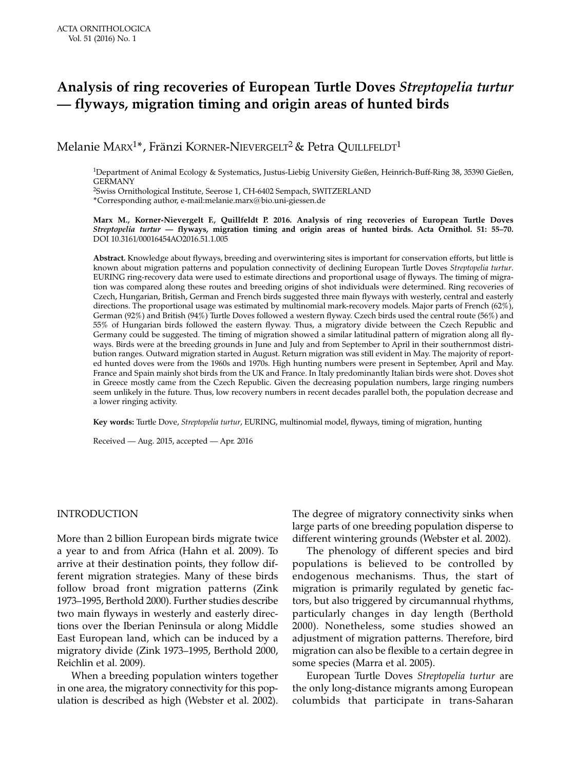# Analysis of ring recoveries of European Turtle Doves *Streptopelia turtur* — flyways, migration timing and origin areas of hunted birds

Melanie Marx[1]*, Fränzi Korner-Nievergelt[2] & Petra Quillfeldt[1]

[1]Department of Animal Ecology & Systematics, Justus-Liebig University Gießen, Heinrich-Buff-Ring 38, 35390 Gießen, GERMANY

[2]Swiss Ornithological Institute, Seerose 1, CH-6402 Sempach, SWITZERLAND

*Corresponding author, e-mail:melanie.marx@bio.uni-giessen.de

**Marx M., Korner-Nievergelt F., Quillfeldt P. 2016. Analysis of ring recoveries of European Turtle Doves *Streptopelia turtur* — flyways, migration timing and origin areas of hunted birds. Acta Ornithol. 51: 55–70.** DOI 10.3161/00016454AO2016.51.1.005

**Abstract.** Knowledge about flyways, breeding and overwintering sites is important for conservation efforts, but little is known about migration patterns and population connectivity of declining European Turtle Doves *Streptopelia turtur*. EURING ring-recovery data were used to estimate directions and proportional usage of flyways. The timing of migration was compared along these routes and breeding origins of shot individuals were determined. Ring recoveries of Czech, Hungarian, British, German and French birds suggested three main flyways with westerly, central and easterly directions. The proportional usage was estimated by multinomial mark-recovery models. Major parts of French (62%), German (92%) and British (94%) Turtle Doves followed a western flyway. Czech birds used the central route (56%) and 55% of Hungarian birds followed the eastern flyway. Thus, a migratory divide between the Czech Republic and Germany could be suggested. The timing of migration showed a similar latitudinal pattern of migration along all flyways. Birds were at the breeding grounds in June and July and from September to April in their southernmost distribution ranges. Outward migration started in August. Return migration was still evident in May. The majority of reported hunted doves were from the 1960s and 1970s. High hunting numbers were present in September, April and May. France and Spain mainly shot birds from the UK and France. In Italy predominantly Italian birds were shot. Doves shot in Greece mostly came from the Czech Republic. Given the decreasing population numbers, large ringing numbers seem unlikely in the future. Thus, low recovery numbers in recent decades parallel both, the population decrease and a lower ringing activity.

**Key words:** Turtle Dove, *Streptopelia turtur*, EURING, multinomial model, flyways, timing of migration, hunting

Received — Aug. 2015, accepted — Apr. 2016

## INTRODUCTION

More than 2 billion European birds migrate twice a year to and from Africa (Hahn et al. 2009). To arrive at their destination points, they follow different migration strategies. Many of these birds follow broad front migration patterns (Zink 1973–1995, Berthold 2000). Further studies describe two main flyways in westerly and easterly directions over the Iberian Peninsula or along Middle East European land, which can be induced by a migratory divide (Zink 1973–1995, Berthold 2000, Reichlin et al. 2009).

When a breeding population winters together in one area, the migratory connectivity for this population is described as high (Webster et al. 2002). The degree of migratory connectivity sinks when large parts of one breeding population disperse to different wintering grounds (Webster et al. 2002).

The phenology of different species and bird populations is believed to be controlled by endogenous mechanisms. Thus, the start of migration is primarily regulated by genetic factors, but also triggered by circumannual rhythms, particularly changes in day length (Berthold 2000). Nonetheless, some studies showed an adjustment of migration patterns. Therefore, bird migration can also be flexible to a certain degree in some species (Marra et al. 2005).

European Turtle Doves *Streptopelia turtur* are the only long-distance migrants among European columbids that participate in trans-Saharan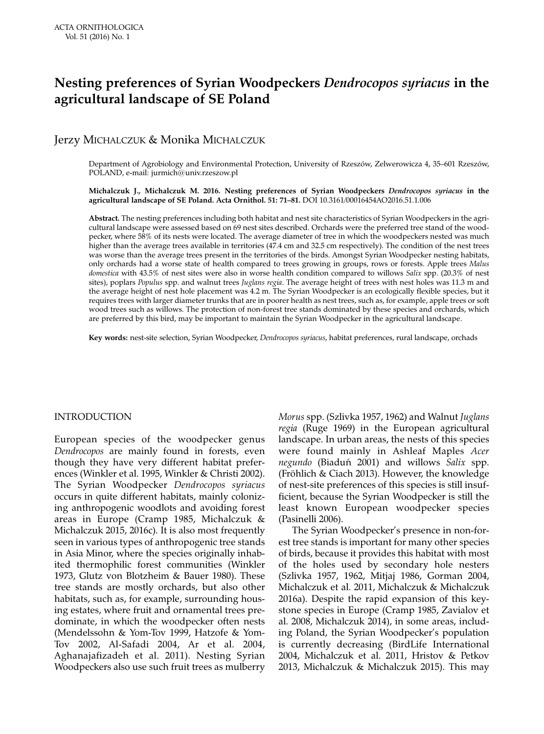# Nesting preferences of Syrian Woodpeckers *Dendrocopos syriacus* in the agricultural landscape of SE Poland

Jerzy MICHALCZUK & Monika MICHALCZUK

Department of Agrobiology and Environmental Protection, University of Rzeszów, Zelwerowicza 4, 35–601 Rzeszów, POLAND, e-mail: jurmich@univ.rzeszow.pl

**Michalczuk J., Michalczuk M. 2016. Nesting preferences of Syrian Woodpeckers *Dendrocopos syriacus* in the agricultural landscape of SE Poland. Acta Ornithol. 51: 71–81.** DOI 10.3161/00016454AO2016.51.1.006

**Abstract.** The nesting preferences including both habitat and nest site characteristics of Syrian Woodpeckers in the agricultural landscape were assessed based on 69 nest sites described. Orchards were the preferred tree stand of the woodpecker, where 58% of its nests were located. The average diameter of tree in which the woodpeckers nested was much higher than the average trees available in territories (47.4 cm and 32.5 cm respectively). The condition of the nest trees was worse than the average trees present in the territories of the birds. Amongst Syrian Woodpecker nesting habitats, only orchards had a worse state of health compared to trees growing in groups, rows or forests. Apple trees *Malus domestica* with 43.5% of nest sites were also in worse health condition compared to willows *Salix* spp. (20.3% of nest sites), poplars *Populus* spp. and walnut trees *Juglans regia*. The average height of trees with nest holes was 11.3 m and the average height of nest hole placement was 4.2 m. The Syrian Woodpecker is an ecologically flexible species, but it requires trees with larger diameter trunks that are in poorer health as nest trees, such as, for example, apple trees or soft wood trees such as willows. The protection of non-forest tree stands dominated by these species and orchards, which are preferred by this bird, may be important to maintain the Syrian Woodpecker in the agricultural landscape.

**Key words:** nest-site selection, Syrian Woodpecker, *Dendrocopos syriacus*, habitat preferences, rural landscape, orchads

## INTRODUCTION

European species of the woodpecker genus *Dendrocopos* are mainly found in forests, even though they have very different habitat preferences (Winkler et al. 1995, Winkler & Christi 2002). The Syrian Woodpecker *Dendrocopos syriacus* occurs in quite different habitats, mainly colonizing anthropogenic woodlots and avoiding forest areas in Europe (Cramp 1985, Michalczuk & Michalczuk 2015, 2016c). It is also most frequently seen in various types of anthropogenic tree stands in Asia Minor, where the species originally inhabited thermophilic forest communities (Winkler 1973, Glutz von Blotzheim & Bauer 1980). These tree stands are mostly orchards, but also other habitats, such as, for example, surrounding housing estates, where fruit and ornamental trees predominate, in which the woodpecker often nests (Mendelssohn & Yom-Tov 1999, Hatzofe & Yom-Tov 2002, Al-Safadi 2004, Ar et al. 2004, Aghanajafizadeh et al. 2011). Nesting Syrian Woodpeckers also use such fruit trees as mulberry *Morus* spp. (Szlivka 1957, 1962) and Walnut *Juglans regia* (Ruge 1969) in the European agricultural landscape. In urban areas, the nests of this species were found mainly in Ashleaf Maples *Acer negundo* (Biaduń 2001) and willows *Salix* spp. (Fröhlich & Ciach 2013). However, the knowledge of nest-site preferences of this species is still insufficient, because the Syrian Woodpecker is still the least known European woodpecker species (Pasinelli 2006).

The Syrian Woodpecker's presence in non-forest tree stands is important for many other species of birds, because it provides this habitat with most of the holes used by secondary hole nesters (Szlivka 1957, 1962, Mitjaj 1986, Gorman 2004, Michalczuk et al. 2011, Michalczuk & Michalczuk 2016a). Despite the rapid expansion of this keystone species in Europe (Cramp 1985, Zavialov et al. 2008, Michalczuk 2014), in some areas, including Poland, the Syrian Woodpecker's population is currently decreasing (BirdLife International 2004, Michalczuk et al. 2011, Hristov & Petkov 2013, Michalczuk & Michalczuk 2015). This may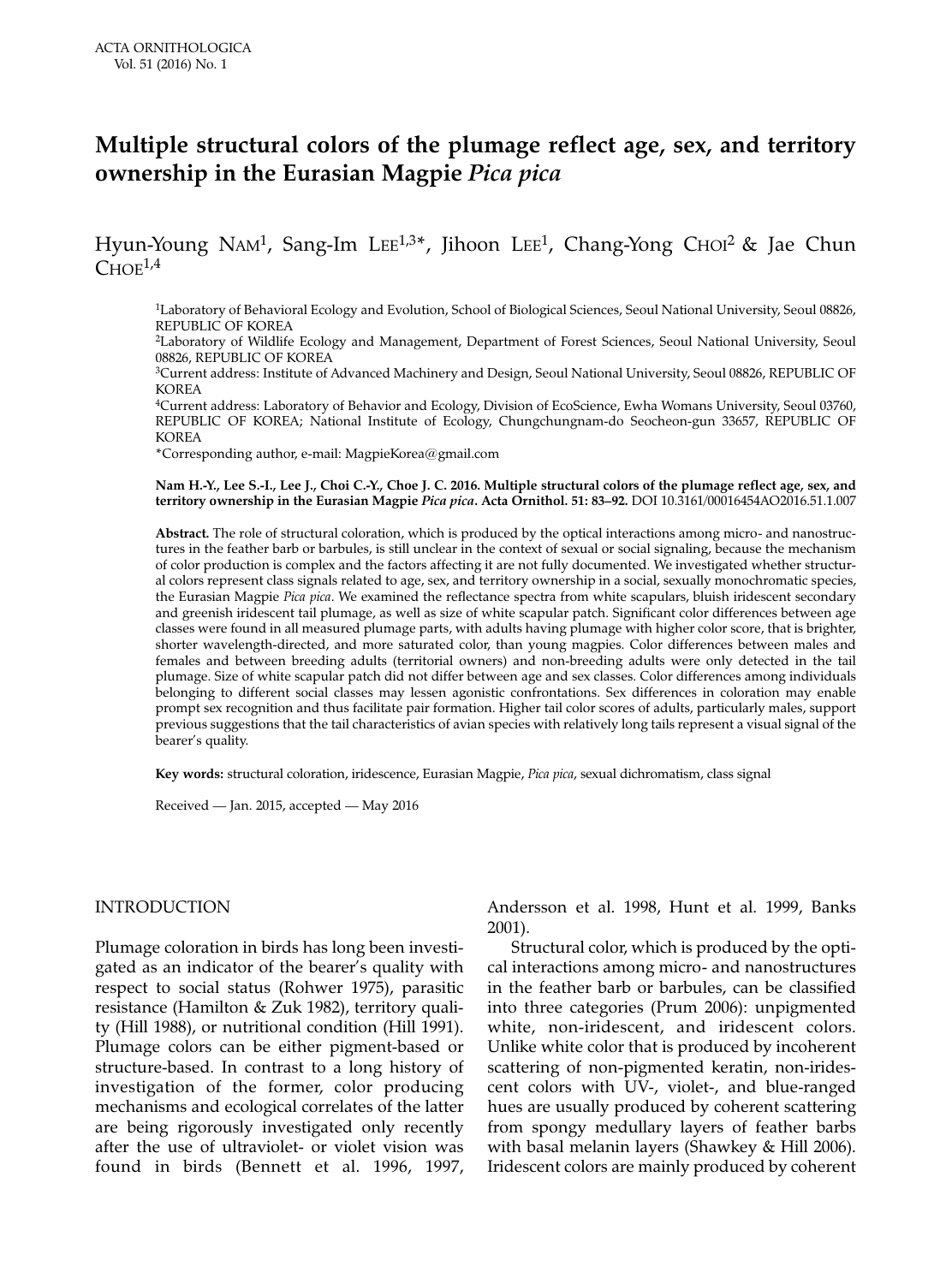# Multiple structural colors of the plumage reflect age, sex, and territory ownership in the Eurasian Magpie *Pica pica*

Hyun-Young Nam[1], Sang-Im Lee[1,3]*, Jihoon Lee[1], Chang-Yong Choi[2] & Jae Chun Choe[1,4]

[1]Laboratory of Behavioral Ecology and Evolution, School of Biological Sciences, Seoul National University, Seoul 08826, REPUBLIC OF KOREA

[2]Laboratory of Wildlife Ecology and Management, Department of Forest Sciences, Seoul National University, Seoul 08826, REPUBLIC OF KOREA

[3]Current address: Institute of Advanced Machinery and Design, Seoul National University, Seoul 08826, REPUBLIC OF KOREA

[4]Current address: Laboratory of Behavior and Ecology, Division of EcoScience, Ewha Womans University, Seoul 03760, REPUBLIC OF KOREA; National Institute of Ecology, Chungchungnam-do Seocheon-gun 33657, REPUBLIC OF KOREA

*Corresponding author, e-mail: MagpieKorea@gmail.com

**Nam H.-Y., Lee S.-I., Lee J., Choi C.-Y., Choe J. C. 2016. Multiple structural colors of the plumage reflect age, sex, and territory ownership in the Eurasian Magpie *Pica pica*. Acta Ornithol. 51: 83–92.** DOI 10.3161/00016454AO2016.51.1.007

**Abstract.** The role of structural coloration, which is produced by the optical interactions among micro- and nanostructures in the feather barb or barbules, is still unclear in the context of sexual or social signaling, because the mechanism of color production is complex and the factors affecting it are not fully documented. We investigated whether structural colors represent class signals related to age, sex, and territory ownership in a social, sexually monochromatic species, the Eurasian Magpie *Pica pica*. We examined the reflectance spectra from white scapulars, bluish iridescent secondary and greenish iridescent tail plumage, as well as size of white scapular patch. Significant color differences between age classes were found in all measured plumage parts, with adults having plumage with higher color score, that is brighter, shorter wavelength-directed, and more saturated color, than young magpies. Color differences between males and females and between breeding adults (territorial owners) and non-breeding adults were only detected in the tail plumage. Size of white scapular patch did not differ between age and sex classes. Color differences among individuals belonging to different social classes may lessen agonistic confrontations. Sex differences in coloration may enable prompt sex recognition and thus facilitate pair formation. Higher tail color scores of adults, particularly males, support previous suggestions that the tail characteristics of avian species with relatively long tails represent a visual signal of the bearer's quality.

**Key words:** structural coloration, iridescence, Eurasian Magpie, *Pica pica*, sexual dichromatism, class signal

Received — Jan. 2015, accepted — May 2016

## INTRODUCTION

Plumage coloration in birds has long been investigated as an indicator of the bearer's quality with respect to social status (Rohwer 1975), parasitic resistance (Hamilton & Zuk 1982), territory quality (Hill 1988), or nutritional condition (Hill 1991). Plumage colors can be either pigment-based or structure-based. In contrast to a long history of investigation of the former, color producing mechanisms and ecological correlates of the latter are being rigorously investigated only recently after the use of ultraviolet- or violet vision was found in birds (Bennett et al. 1996, 1997, Andersson et al. 1998, Hunt et al. 1999, Banks 2001).

Structural color, which is produced by the optical interactions among micro- and nanostructures in the feather barb or barbules, can be classified into three categories (Prum 2006): unpigmented white, non-iridescent, and iridescent colors. Unlike white color that is produced by incoherent scattering of non-pigmented keratin, non-iridescent colors with UV-, violet-, and blue-ranged hues are usually produced by coherent scattering from spongy medullary layers of feather barbs with basal melanin layers (Shawkey & Hill 2006). Iridescent colors are mainly produced by coherent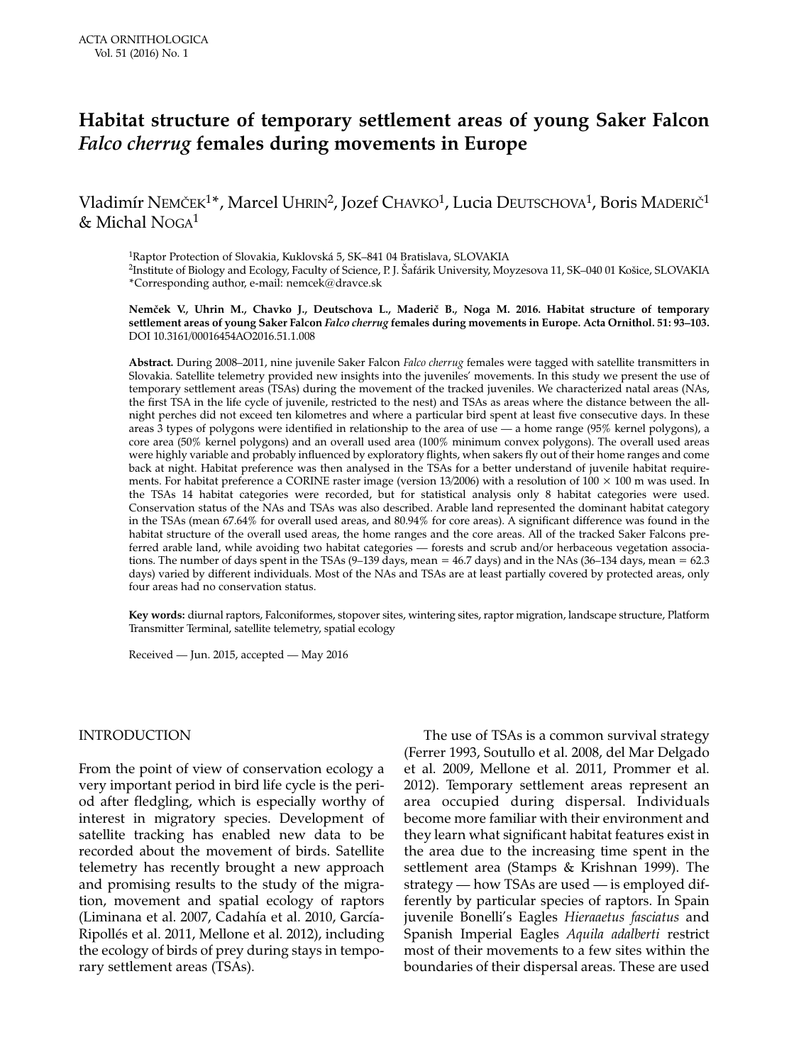# Habitat structure of temporary settlement areas of young Saker Falcon *Falco cherrug* females during movements in Europe

Vladimír Nemček[1]*, Marcel Uhrin[2], Jozef Chavko[1], Lucia Deutschova[1], Boris Maderič[1] & Michal Noga[1]

[1]Raptor Protection of Slovakia, Kuklovská 5, SK–841 04 Bratislava, SLOVAKIA
[2]Institute of Biology and Ecology, Faculty of Science, P. J. Šafárik University, Moyzesova 11, SK–040 01 Košice, SLOVAKIA
*Corresponding author, e-mail: nemcek@dravce.sk

**Nemček V., Uhrin M., Chavko J., Deutschova L., Maderič B., Noga M. 2016. Habitat structure of temporary settlement areas of young Saker Falcon *Falco cherrug* females during movements in Europe. Acta Ornithol. 51: 93–103.** DOI 10.3161/00016454AO2016.51.1.008

**Abstract.** During 2008–2011, nine juvenile Saker Falcon *Falco cherrug* females were tagged with satellite transmitters in Slovakia. Satellite telemetry provided new insights into the juveniles' movements. In this study we present the use of temporary settlement areas (TSAs) during the movement of the tracked juveniles. We characterized natal areas (NAs, the first TSA in the life cycle of juvenile, restricted to the nest) and TSAs as areas where the distance between the all-night perches did not exceed ten kilometres and where a particular bird spent at least five consecutive days. In these areas 3 types of polygons were identified in relationship to the area of use — a home range (95% kernel polygons), a core area (50% kernel polygons) and an overall used area (100% minimum convex polygons). The overall used areas were highly variable and probably influenced by exploratory flights, when sakers fly out of their home ranges and come back at night. Habitat preference was then analysed in the TSAs for a better understand of juvenile habitat requirements. For habitat preference a CORINE raster image (version 13/2006) with a resolution of 100 × 100 m was used. In the TSAs 14 habitat categories were recorded, but for statistical analysis only 8 habitat categories were used. Conservation status of the NAs and TSAs was also described. Arable land represented the dominant habitat category in the TSAs (mean 67.64% for overall used areas, and 80.94% for core areas). A significant difference was found in the habitat structure of the overall used areas, the home ranges and the core areas. All of the tracked Saker Falcons preferred arable land, while avoiding two habitat categories — forests and scrub and/or herbaceous vegetation associations. The number of days spent in the TSAs (9–139 days, mean = 46.7 days) and in the NAs (36–134 days, mean = 62.3 days) varied by different individuals. Most of the NAs and TSAs are at least partially covered by protected areas, only four areas had no conservation status.

**Key words:** diurnal raptors, Falconiformes, stopover sites, wintering sites, raptor migration, landscape structure, Platform Transmitter Terminal, satellite telemetry, spatial ecology

Received — Jun. 2015, accepted — May 2016

## INTRODUCTION

From the point of view of conservation ecology a very important period in bird life cycle is the period after fledgling, which is especially worthy of interest in migratory species. Development of satellite tracking has enabled new data to be recorded about the movement of birds. Satellite telemetry has recently brought a new approach and promising results to the study of the migration, movement and spatial ecology of raptors (Liminana et al. 2007, Cadahía et al. 2010, García-Ripollés et al. 2011, Mellone et al. 2012), including the ecology of birds of prey during stays in temporary settlement areas (TSAs).

The use of TSAs is a common survival strategy (Ferrer 1993, Soutullo et al. 2008, del Mar Delgado et al. 2009, Mellone et al. 2011, Prommer et al. 2012). Temporary settlement areas represent an area occupied during dispersal. Individuals become more familiar with their environment and they learn what significant habitat features exist in the area due to the increasing time spent in the settlement area (Stamps & Krishnan 1999). The strategy — how TSAs are used — is employed differently by particular species of raptors. In Spain juvenile Bonelli's Eagles *Hieraaetus fasciatus* and Spanish Imperial Eagles *Aquila adalberti* restrict most of their movements to a few sites within the boundaries of their dispersal areas. These are used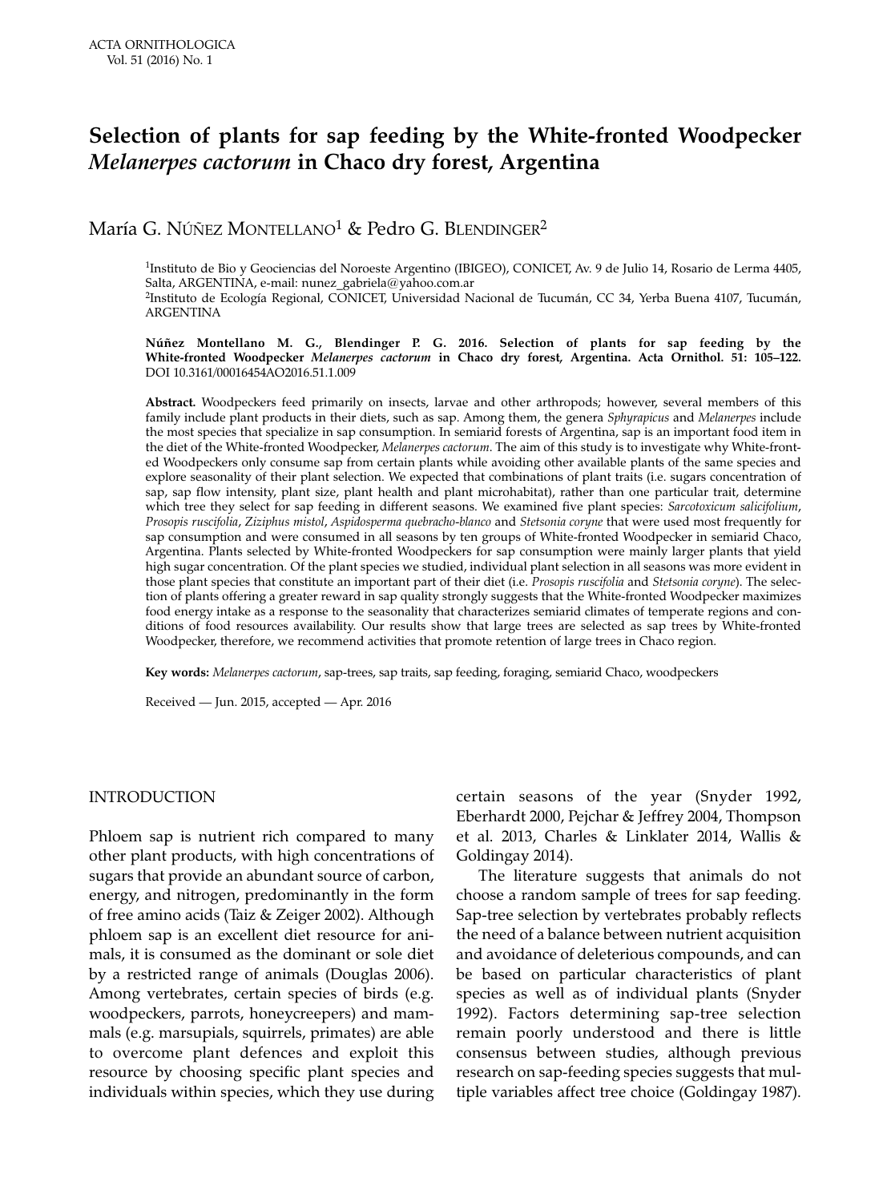# Selection of plants for sap feeding by the White-fronted Woodpecker *Melanerpes cactorum* in Chaco dry forest, Argentina

María G. NÚÑEZ MONTELLANO[1] & Pedro G. BLENDINGER[2]

[1]Instituto de Bio y Geociencias del Noroeste Argentino (IBIGEO), CONICET, Av. 9 de Julio 14, Rosario de Lerma 4405, Salta, ARGENTINA, e-mail: nunez_gabriela@yahoo.com.ar

[2]Instituto de Ecología Regional, CONICET, Universidad Nacional de Tucumán, CC 34, Yerba Buena 4107, Tucumán, ARGENTINA

**Núñez Montellano M. G., Blendinger P. G. 2016. Selection of plants for sap feeding by the White-fronted Woodpecker *Melanerpes cactorum* in Chaco dry forest, Argentina. Acta Ornithol. 51: 105–122.** DOI 10.3161/00016454AO2016.51.1.009

**Abstract.** Woodpeckers feed primarily on insects, larvae and other arthropods; however, several members of this family include plant products in their diets, such as sap. Among them, the genera *Sphyrapicus* and *Melanerpes* include the most species that specialize in sap consumption. In semiarid forests of Argentina, sap is an important food item in the diet of the White-fronted Woodpecker, *Melanerpes cactorum*. The aim of this study is to investigate why White-fronted Woodpeckers only consume sap from certain plants while avoiding other available plants of the same species and explore seasonality of their plant selection. We expected that combinations of plant traits (i.e. sugars concentration of sap, sap flow intensity, plant size, plant health and plant microhabitat), rather than one particular trait, determine which tree they select for sap feeding in different seasons. We examined five plant species: *Sarcotoxicum salicifolium*, *Prosopis ruscifolia*, *Ziziphus mistol*, *Aspidosperma quebracho-blanco* and *Stetsonia coryne* that were used most frequently for sap consumption and were consumed in all seasons by ten groups of White-fronted Woodpecker in semiarid Chaco, Argentina. Plants selected by White-fronted Woodpeckers for sap consumption were mainly larger plants that yield high sugar concentration. Of the plant species we studied, individual plant selection in all seasons was more evident in those plant species that constitute an important part of their diet (i.e. *Prosopis ruscifolia* and *Stetsonia coryne*). The selection of plants offering a greater reward in sap quality strongly suggests that the White-fronted Woodpecker maximizes food energy intake as a response to the seasonality that characterizes semiarid climates of temperate regions and conditions of food resources availability. Our results show that large trees are selected as sap trees by White-fronted Woodpecker, therefore, we recommend activities that promote retention of large trees in Chaco region.

**Key words:** *Melanerpes cactorum*, sap-trees, sap traits, sap feeding, foraging, semiarid Chaco, woodpeckers

Received — Jun. 2015, accepted — Apr. 2016

## INTRODUCTION

Phloem sap is nutrient rich compared to many other plant products, with high concentrations of sugars that provide an abundant source of carbon, energy, and nitrogen, predominantly in the form of free amino acids (Taiz & Zeiger 2002). Although phloem sap is an excellent diet resource for animals, it is consumed as the dominant or sole diet by a restricted range of animals (Douglas 2006). Among vertebrates, certain species of birds (e.g. woodpeckers, parrots, honeycreepers) and mammals (e.g. marsupials, squirrels, primates) are able to overcome plant defences and exploit this resource by choosing specific plant species and individuals within species, which they use during certain seasons of the year (Snyder 1992, Eberhardt 2000, Pejchar & Jeffrey 2004, Thompson et al. 2013, Charles & Linklater 2014, Wallis & Goldingay 2014).

The literature suggests that animals do not choose a random sample of trees for sap feeding. Sap-tree selection by vertebrates probably reflects the need of a balance between nutrient acquisition and avoidance of deleterious compounds, and can be based on particular characteristics of plant species as well as of individual plants (Snyder 1992). Factors determining sap-tree selection remain poorly understood and there is little consensus between studies, although previous research on sap-feeding species suggests that multiple variables affect tree choice (Goldingay 1987).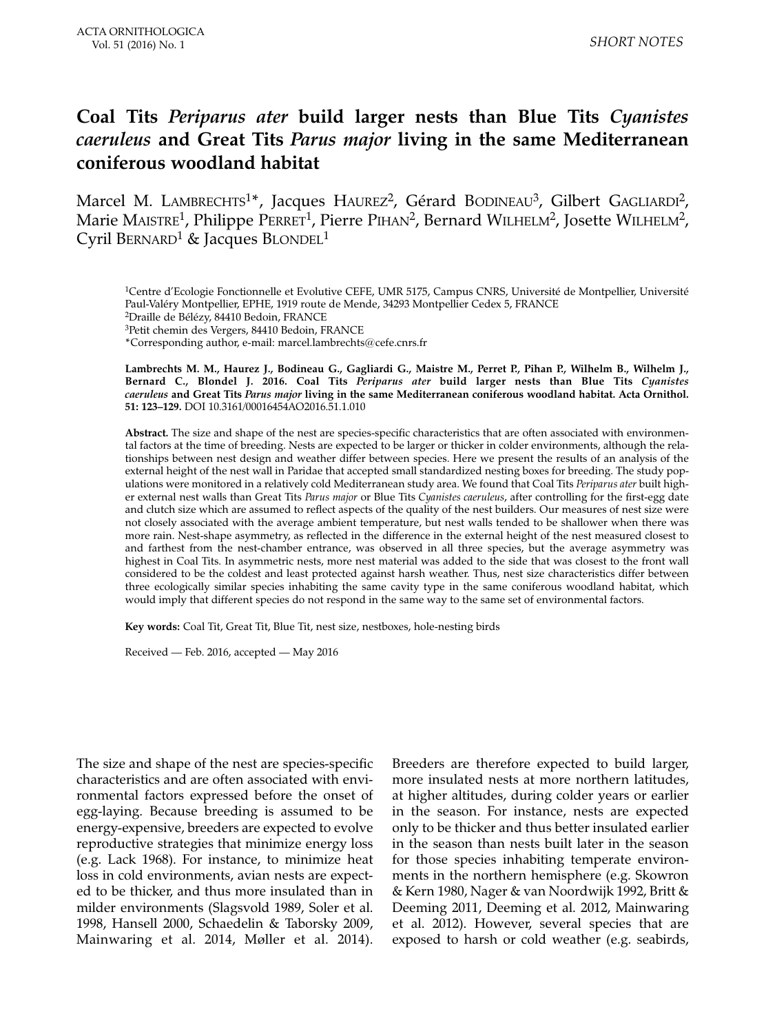# Coal Tits *Periparus ater* build larger nests than Blue Tits *Cyanistes caeruleus* and Great Tits *Parus major* living in the same Mediterranean coniferous woodland habitat

Marcel M. LAMBRECHTS[1]*, Jacques HAUREZ[2], Gérard BODINEAU[3], Gilbert GAGLIARDI[2], Marie MAISTRE[1], Philippe PERRET[1], Pierre PIHAN[2], Bernard WILHELM[2], Josette WILHELM[2], Cyril BERNARD[1] & Jacques BLONDEL[1]

[1]Centre d'Ecologie Fonctionnelle et Evolutive CEFE, UMR 5175, Campus CNRS, Université de Montpellier, Université Paul-Valéry Montpellier, EPHE, 1919 route de Mende, 34293 Montpellier Cedex 5, FRANCE
[2]Draille de Bélézy, 84410 Bedoin, FRANCE
[3]Petit chemin des Vergers, 84410 Bedoin, FRANCE
*Corresponding author, e-mail: marcel.lambrechts@cefe.cnrs.fr

**Lambrechts M. M., Haurez J., Bodineau G., Gagliardi G., Maistre M., Perret P., Pihan P., Wilhelm B., Wilhelm J., Bernard C., Blondel J. 2016. Coal Tits *Periparus ater* build larger nests than Blue Tits *Cyanistes caeruleus* and Great Tits *Parus major* living in the same Mediterranean coniferous woodland habitat. Acta Ornithol. 51: 123–129.** DOI 10.3161/00016454AO2016.51.1.010

**Abstract.** The size and shape of the nest are species-specific characteristics that are often associated with environmental factors at the time of breeding. Nests are expected to be larger or thicker in colder environments, although the relationships between nest design and weather differ between species. Here we present the results of an analysis of the external height of the nest wall in Paridae that accepted small standardized nesting boxes for breeding. The study populations were monitored in a relatively cold Mediterranean study area. We found that Coal Tits *Periparus ater* built higher external nest walls than Great Tits *Parus major* or Blue Tits *Cyanistes caeruleus*, after controlling for the first-egg date and clutch size which are assumed to reflect aspects of the quality of the nest builders. Our measures of nest size were not closely associated with the average ambient temperature, but nest walls tended to be shallower when there was more rain. Nest-shape asymmetry, as reflected in the difference in the external height of the nest measured closest to and farthest from the nest-chamber entrance, was observed in all three species, but the average asymmetry was highest in Coal Tits. In asymmetric nests, more nest material was added to the side that was closest to the front wall considered to be the coldest and least protected against harsh weather. Thus, nest size characteristics differ between three ecologically similar species inhabiting the same cavity type in the same coniferous woodland habitat, which would imply that different species do not respond in the same way to the same set of environmental factors.

**Key words:** Coal Tit, Great Tit, Blue Tit, nest size, nestboxes, hole-nesting birds

Received — Feb. 2016, accepted — May 2016

The size and shape of the nest are species-specific characteristics and are often associated with environmental factors expressed before the onset of egg-laying. Because breeding is assumed to be energy-expensive, breeders are expected to evolve reproductive strategies that minimize energy loss (e.g. Lack 1968). For instance, to minimize heat loss in cold environments, avian nests are expected to be thicker, and thus more insulated than in milder environments (Slagsvold 1989, Soler et al. 1998, Hansell 2000, Schaedelin & Taborsky 2009, Mainwaring et al. 2014, Møller et al. 2014). Breeders are therefore expected to build larger, more insulated nests at more northern latitudes, at higher altitudes, during colder years or earlier in the season. For instance, nests are expected only to be thicker and thus better insulated earlier in the season than nests built later in the season for those species inhabiting temperate environments in the northern hemisphere (e.g. Skowron & Kern 1980, Nager & van Noordwijk 1992, Britt & Deeming 2011, Deeming et al. 2012, Mainwaring et al. 2012). However, several species that are exposed to harsh or cold weather (e.g. seabirds,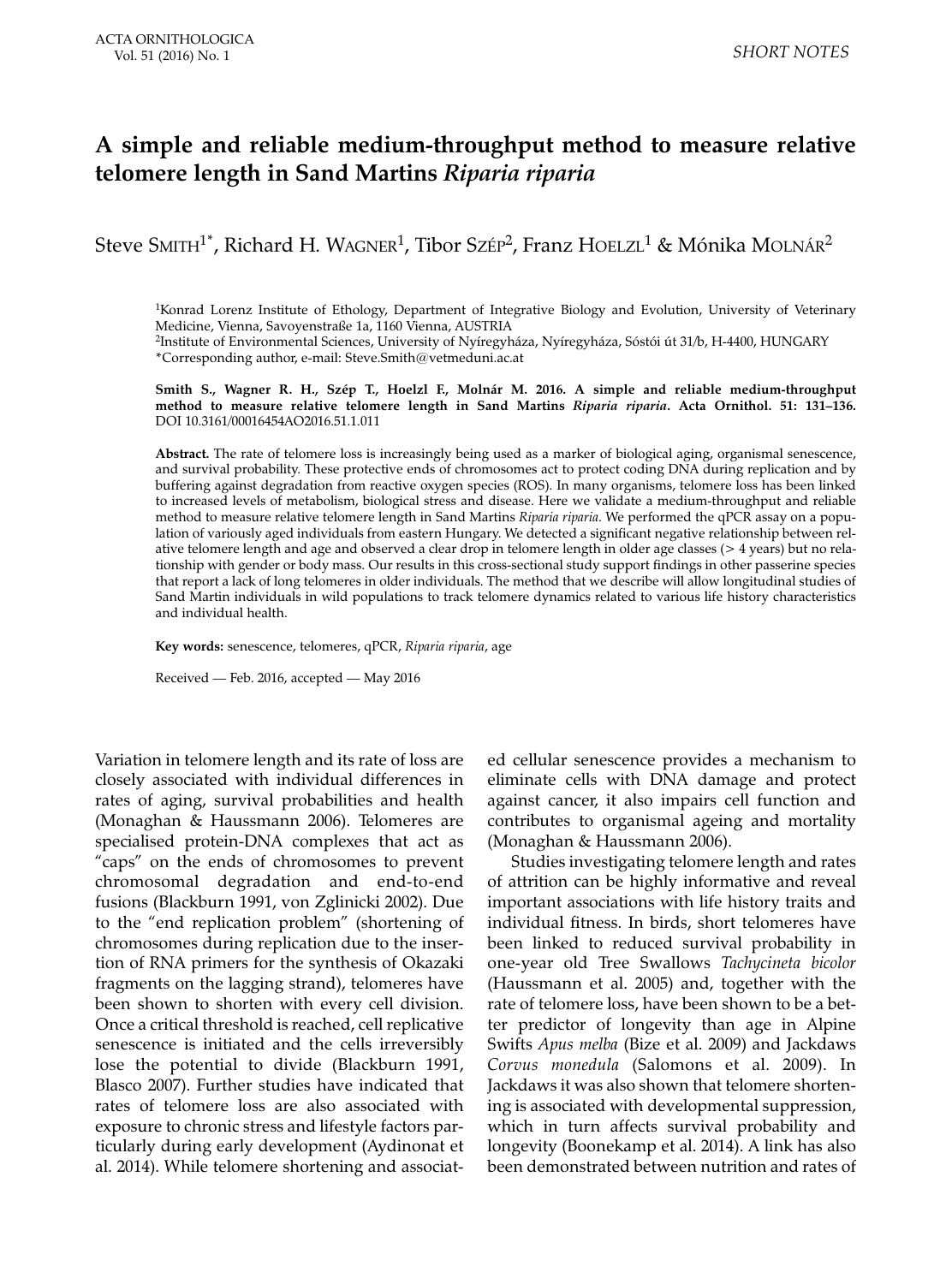# A simple and reliable medium-throughput method to measure relative telomere length in Sand Martins *Riparia riparia*

Steve SMITH[1*], Richard H. WAGNER[1], Tibor SZÉP[2], Franz HOELZL[1] & Mónika MOLNÁR[2]

[1]Konrad Lorenz Institute of Ethology, Department of Integrative Biology and Evolution, University of Veterinary Medicine, Vienna, Savoyenstraße 1a, 1160 Vienna, AUSTRIA

[2]Institute of Environmental Sciences, University of Nyíregyháza, Nyíregyháza, Sóstói út 31/b, H-4400, HUNGARY

*Corresponding author, e-mail: Steve.Smith@vetmeduni.ac.at

**Smith S., Wagner R. H., Szép T., Hoelzl F., Molnár M. 2016. A simple and reliable medium-throughput method to measure relative telomere length in Sand Martins *Riparia riparia*. Acta Ornithol. 51: 131–136.** DOI 10.3161/00016454AO2016.51.1.011

**Abstract.** The rate of telomere loss is increasingly being used as a marker of biological aging, organismal senescence, and survival probability. These protective ends of chromosomes act to protect coding DNA during replication and by buffering against degradation from reactive oxygen species (ROS). In many organisms, telomere loss has been linked to increased levels of metabolism, biological stress and disease. Here we validate a medium-throughput and reliable method to measure relative telomere length in Sand Martins *Riparia riparia*. We performed the qPCR assay on a population of variously aged individuals from eastern Hungary. We detected a significant negative relationship between relative telomere length and age and observed a clear drop in telomere length in older age classes (> 4 years) but no relationship with gender or body mass. Our results in this cross-sectional study support findings in other passerine species that report a lack of long telomeres in older individuals. The method that we describe will allow longitudinal studies of Sand Martin individuals in wild populations to track telomere dynamics related to various life history characteristics and individual health.

**Key words:** senescence, telomeres, qPCR, *Riparia riparia*, age

Received — Feb. 2016, accepted — May 2016

Variation in telomere length and its rate of loss are closely associated with individual differences in rates of aging, survival probabilities and health (Monaghan & Haussmann 2006). Telomeres are specialised protein-DNA complexes that act as "caps" on the ends of chromosomes to prevent chromosomal degradation and end-to-end fusions (Blackburn 1991, von Zglinicki 2002). Due to the "end replication problem" (shortening of chromosomes during replication due to the insertion of RNA primers for the synthesis of Okazaki fragments on the lagging strand), telomeres have been shown to shorten with every cell division. Once a critical threshold is reached, cell replicative senescence is initiated and the cells irreversibly lose the potential to divide (Blackburn 1991, Blasco 2007). Further studies have indicated that rates of telomere loss are also associated with exposure to chronic stress and lifestyle factors particularly during early development (Aydinonat et al. 2014). While telomere shortening and associated cellular senescence provides a mechanism to eliminate cells with DNA damage and protect against cancer, it also impairs cell function and contributes to organismal ageing and mortality (Monaghan & Haussmann 2006).

Studies investigating telomere length and rates of attrition can be highly informative and reveal important associations with life history traits and individual fitness. In birds, short telomeres have been linked to reduced survival probability in one-year old Tree Swallows *Tachycineta bicolor* (Haussmann et al. 2005) and, together with the rate of telomere loss, have been shown to be a better predictor of longevity than age in Alpine Swifts *Apus melba* (Bize et al. 2009) and Jackdaws *Corvus monedula* (Salomons et al. 2009). In Jackdaws it was also shown that telomere shortening is associated with developmental suppression, which in turn affects survival probability and longevity (Boonekamp et al. 2014). A link has also been demonstrated between nutrition and rates of